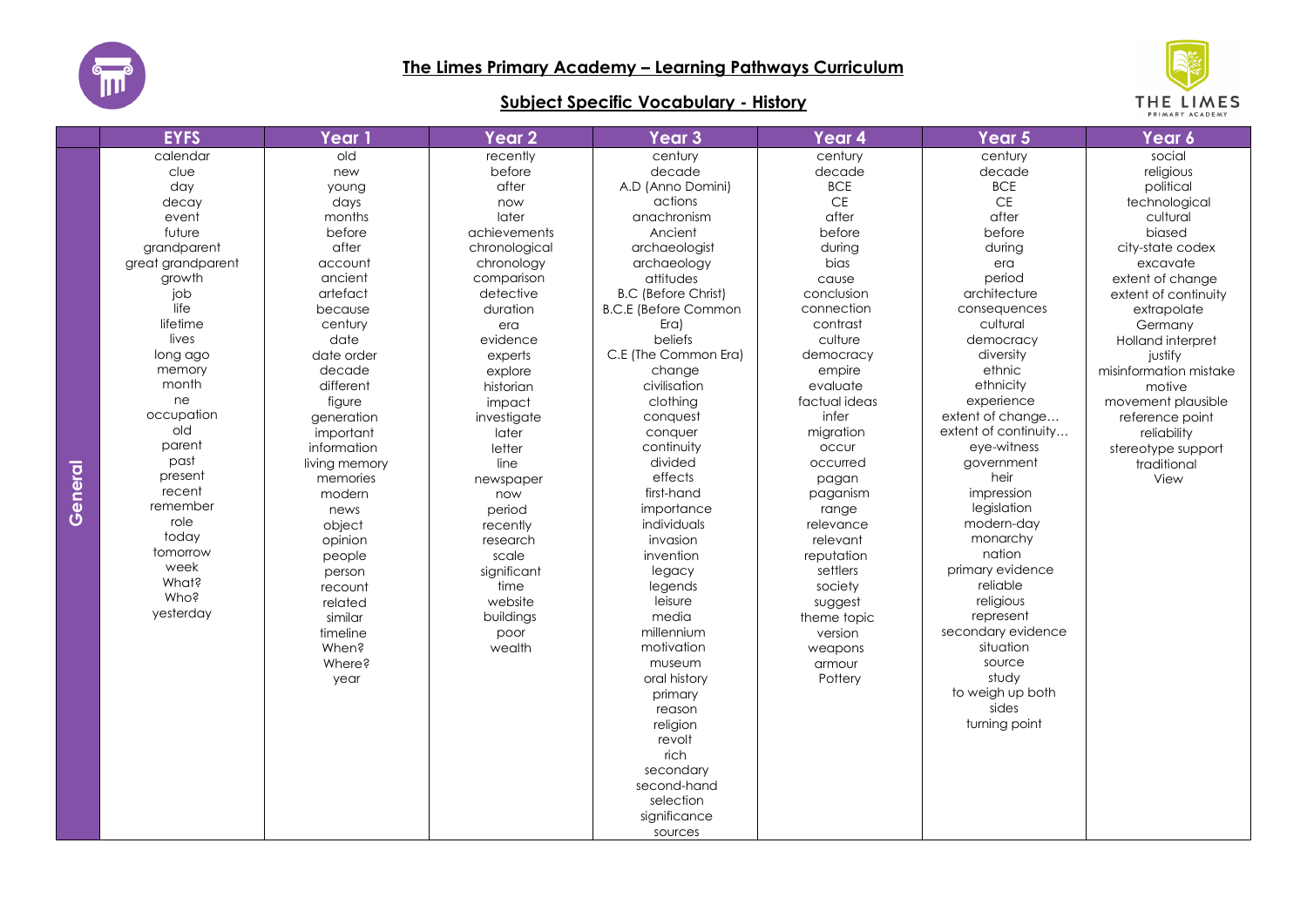# The Limes Primary Academy – Learning Pathways Curriculum

## Subject Specific Vocabulary - History

| | EYFS | Year 1 | Year 2 | Year 3 | Year 4 | Year 5 | Year 6 |
|---|---|---|---|---|---|---|---|
| **General** | calendar | old | recently | century | century | century | social |
| | clue | new | before | decade | decade | decade | religious |
| | day | young | after | A.D (Anno Domini) | BCE | BCE | political |
| | decay | days | now | actions | CE | CE | technological |
| | event | months | later | anachronism | after | after | cultural |
| | future | before | achievements | Ancient | before | before | biased |
| | grandparent | after | chronological | archaeologist | during | during | city-state codex |
| | great grandparent | account | chronology | archaeology | bias | era | excavate |
| | growth | ancient | comparison | attitudes | cause | period | extent of change |
| | job | artefact | detective | B.C (Before Christ) | conclusion | architecture | extent of continuity |
| | life | because | duration | B.C.E (Before Common Era) | connection | consequences | extrapolate |
| | lifetime | century | era | beliefs | contrast | cultural | Germany |
| | lives | date | evidence | C.E (The Common Era) | culture | democracy | Holland interpret |
| | long ago | date order | experts | change | democracy | diversity | justify |
| | memory | decade | explore | civilisation | empire | ethnic | misinformation mistake |
| | month | different | historian | clothing | evaluate | ethnicity | motive |
| | ne | figure | impact | conquest | factual ideas | experience | movement plausible |
| | occupation | generation | investigate | conquer | infer | extent of change… | reference point |
| | old | important | later | continuity | migration | extent of continuity… | reliability |
| | parent | information | letter | divided | occur | eye-witness | stereotype support |
| | past | living memory | line | effects | occurred | government | traditional |
| | present | memories | newspaper | first-hand | pagan | heir | View |
| | recent | modern | now | importance | paganism | impression | |
| | remember | news | period | individuals | range | legislation | |
| | role | object | recently | invasion | relevance | modern-day | |
| | today | opinion | research | invention | relevant | monarchy | |
| | tomorrow | people | scale | legacy | reputation | nation | |
| | week | person | significant | legends | settlers | primary evidence | |
| | What? | recount | time | leisure | society | reliable | |
| | Who? | related | website | media | suggest | religious | |
| | yesterday | similar | buildings | millennium | theme topic | represent | |
| | | timeline | poor | motivation | version | secondary evidence | |
| | | When? | wealth | museum | weapons | situation | |
| | | Where? | | oral history | armour | source | |
| | | year | | primary | Pottery | study | |
| | | | | reason | | to weigh up both sides | |
| | | | | religion | | turning point | |
| | | | | revolt | | | |
| | | | | rich | | | |
| | | | | secondary | | | |
| | | | | second-hand | | | |
| | | | | selection | | | |
| | | | | significance | | | |
| | | | | sources | | | |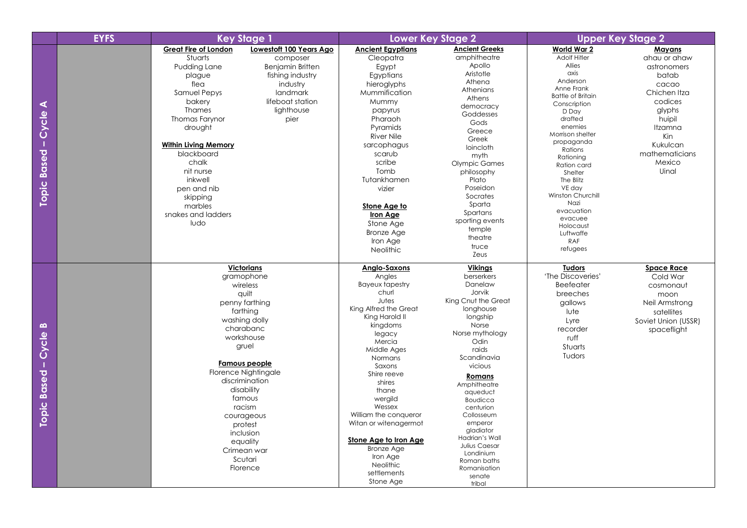| | EYFS | Key Stage 1 | | Lower Key Stage 2 | | Upper Key Stage 2 | |
|---|---|---|---|---|---|---|---|
| Topic Based – Cycle A | | **Great Fire of London**<br>Stuarts<br>Pudding Lane<br>plague<br>flea<br>Samuel Pepys<br>bakery<br>Thames<br>Thomas Farynor<br>drought<br><br>**Within Living Memory**<br>blackboard<br>chalk<br>nit nurse<br>inkwell<br>pen and nib<br>skipping<br>marbles<br>snakes and ladders<br>ludo | **Lowestoft 100 Years Ago**<br>composer<br>Benjamin Britten<br>fishing industry<br>industry<br>landmark<br>lifeboat station<br>lighthouse<br>pier | **Ancient Egyptians**<br>Cleopatra<br>Egypt<br>Egyptians<br>hieroglyphs<br>Mummification<br>Mummy<br>papyrus<br>Pharaoh<br>Pyramids<br>River Nile<br>sarcophagus<br>scarub<br>scribe<br>Tomb<br>Tutankhamen<br>vizier<br><br>**Stone Age to Iron Age**<br>Stone Age<br>Bronze Age<br>Iron Age<br>Neolithic | **Ancient Greeks**<br>amphitheatre<br>Apollo<br>Aristotle<br>Athena<br>Athenians<br>Athens<br>democracy<br>Goddesses<br>Gods<br>Greece<br>Greek<br>loincloth<br>myth<br>Olympic Games<br>philosophy<br>Plato<br>Poseidon<br>Socrates<br>Sparta<br>Spartans<br>sporting events<br>temple<br>theatre<br>truce<br>Zeus | **World War 2**<br>Adolf Hitler<br>Allies<br>axis<br>Anderson<br>Anne Frank<br>Battle of Britain<br>Conscription<br>D Day<br>drafted<br>enemies<br>Morrison shelter<br>propaganda<br>Rations<br>Rationing<br>Ration card<br>Shelter<br>The Blitz<br>VE day<br>Winston Churchill<br>Nazi<br>evacuation<br>evacuee<br>Holocaust<br>Luftwaffe<br>RAF<br>refugees | **Mayans**<br>ahau or ahaw<br>astronomers<br>batab<br>cacao<br>Chichen Itza<br>codices<br>glyphs<br>huipil<br>Itzamna<br>Kin<br>Kukulcan<br>mathematicians<br>Mexico<br>Uinal |
| Topic Based – Cycle B | | **Victorians**<br>gramophone<br>wireless<br>quilt<br>penny farthing<br>farthing<br>washing dolly<br>charabanc<br>workshouse<br>gruel<br><br>**Famous people**<br>Florence Nightingale<br>discrimination<br>disability<br>famous<br>racism<br>courageous<br>protest<br>inclusion<br>equality<br>Crimean war<br>Scutari<br>Florence | | **Anglo-Saxons**<br>Angles<br>Bayeux tapestry<br>churl<br>Jutes<br>King Alfred the Great<br>King Harold II<br>kingdoms<br>legacy<br>Mercia<br>Middle Ages<br>Normans<br>Saxons<br>Shire reeve<br>shires<br>thane<br>wergild<br>Wessex<br>William the conqueror<br>Witan or witenagermot<br><br>**Stone Age to Iron Age**<br>Bronze Age<br>Iron Age<br>Neolithic<br>settlements<br>Stone Age | **Vikings**<br>berserkers<br>Danelaw<br>Jorvik<br>King Cnut the Great<br>longhouse<br>longship<br>Norse<br>Norse mythology<br>Odin<br>raids<br>Scandinavia<br>vicious<br><br>**Romans**<br>Amphitheatre<br>aqueduct<br>Boudicca<br>centurion<br>Collosseum<br>emperor<br>gladiator<br>Hadrian's Wall<br>Julius Caesar<br>Londinium<br>Roman baths<br>Romanisation<br>senate<br>tribal | **Tudors**<br>'The Discoveries'<br>Beefeater<br>breeches<br>gallows<br>lute<br>Lyre<br>recorder<br>ruff<br>Stuarts<br>Tudors | **Space Race**<br>Cold War<br>cosmonaut<br>moon<br>Neil Armstrong<br>satellites<br>Soviet Union (USSR)<br>spaceflight |